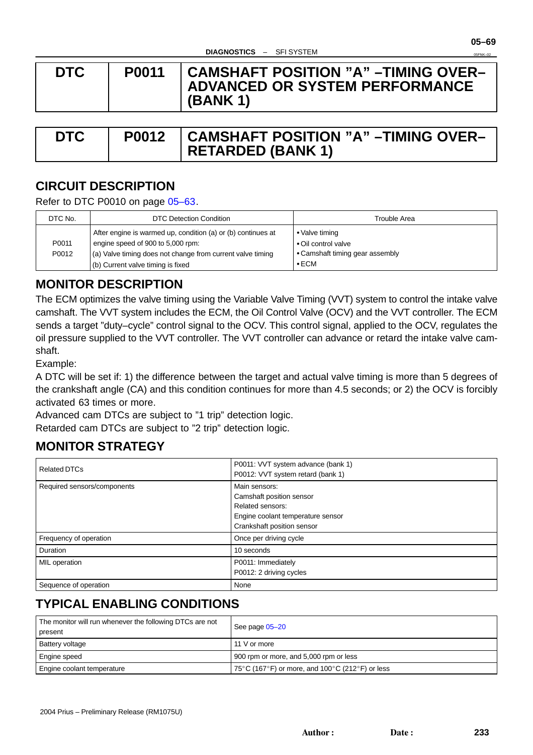| DTC | P0011 | CAMSHAFT POSITION "A" –TIMING OVER–ADVANCED OR SYSTEM PERFORMANCE (BANK 1) |
|---|---|---|

| DTC | P0012 | CAMSHAFT POSITION "A" –TIMING OVER–RETARDED (BANK 1) |
|---|---|---|

## CIRCUIT DESCRIPTION

Refer to DTC P0010 on page 05–63.

| DTC No. | DTC Detection Condition | Trouble Area |
|---|---|---|
| P0011<br>P0012 | After engine is warmed up, condition (a) or (b) continues at engine speed of 900 to 5,000 rpm:<br>(a) Valve timing does not change from current valve timing<br>(b) Current valve timing is fixed | • Valve timing<br>• Oil control valve<br>• Camshaft timing gear assembly<br>• ECM |

## MONITOR DESCRIPTION

The ECM optimizes the valve timing using the Variable Valve Timing (VVT) system to control the intake valve camshaft. The VVT system includes the ECM, the Oil Control Valve (OCV) and the VVT controller. The ECM sends a target "duty–cycle" control signal to the OCV. This control signal, applied to the OCV, regulates the oil pressure supplied to the VVT controller. The VVT controller can advance or retard the intake valve camshaft.

Example:

A DTC will be set if: 1) the difference between the target and actual valve timing is more than 5 degrees of the crankshaft angle (CA) and this condition continues for more than 4.5 seconds; or 2) the OCV is forcibly activated 63 times or more.

Advanced cam DTCs are subject to "1 trip" detection logic.

Retarded cam DTCs are subject to "2 trip" detection logic.

## MONITOR STRATEGY

| | |
|---|---|
| Related DTCs | P0011: VVT system advance (bank 1)<br>P0012: VVT system retard (bank 1) |
| Required sensors/components | Main sensors:<br>Camshaft position sensor<br>Related sensors:<br>Engine coolant temperature sensor<br>Crankshaft position sensor |
| Frequency of operation | Once per driving cycle |
| Duration | 10 seconds |
| MIL operation | P0011: Immediately<br>P0012: 2 driving cycles |
| Sequence of operation | None |

## TYPICAL ENABLING CONDITIONS

| | |
|---|---|
| The monitor will run whenever the following DTCs are not present | See page 05–20 |
| Battery voltage | 11 V or more |
| Engine speed | 900 rpm or more, and 5,000 rpm or less |
| Engine coolant temperature | 75°C (167°F) or more, and 100°C (212°F) or less |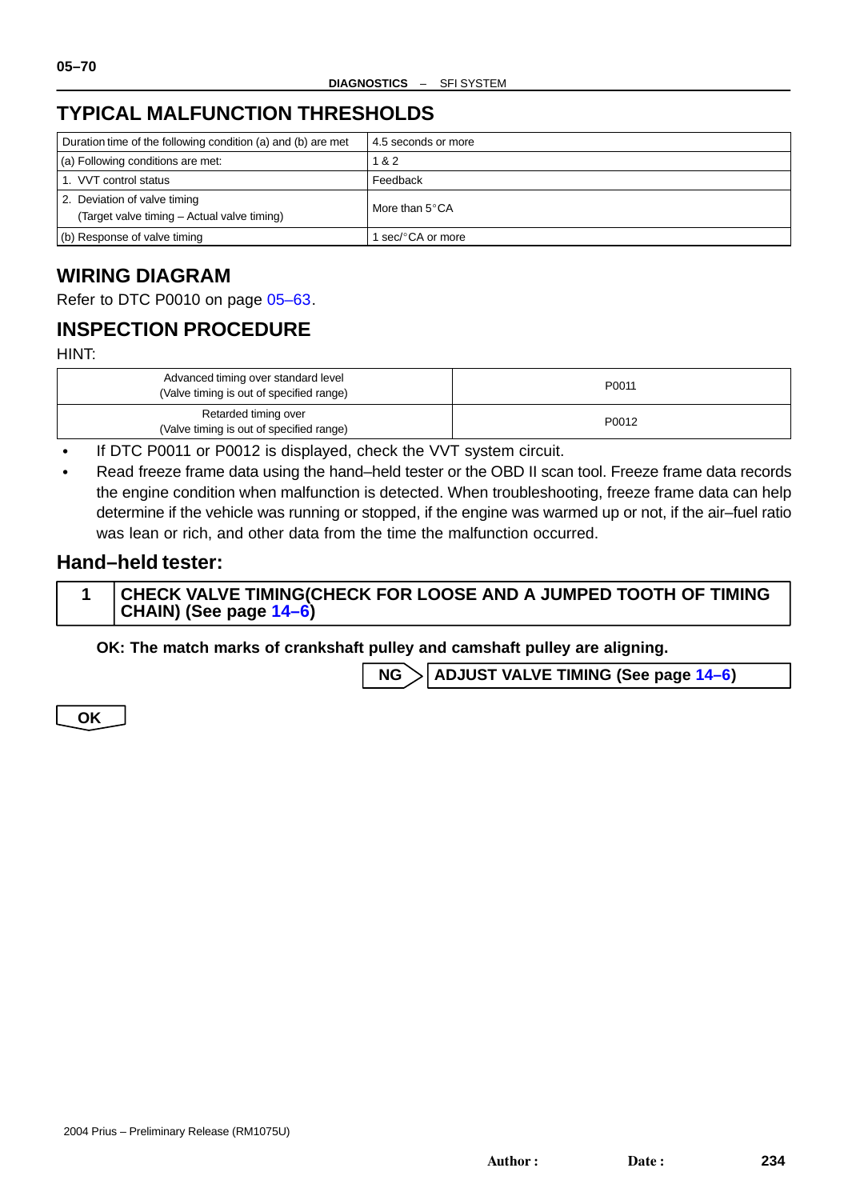## TYPICAL MALFUNCTION THRESHOLDS

| Duration time of the following condition (a) and (b) are met | 4.5 seconds or more |
|---|---|
| (a) Following conditions are met: | 1 & 2 |
| 1. VVT control status | Feedback |
| 2. Deviation of valve timing<br>(Target valve timing – Actual valve timing) | More than 5°CA |
| (b) Response of valve timing | 1 sec/°CA or more |

## WIRING DIAGRAM

Refer to DTC P0010 on page 05–63.

## INSPECTION PROCEDURE

HINT:

| Advanced timing over standard level<br>(Valve timing is out of specified range) | P0011 |
|---|---|
| Retarded timing over<br>(Valve timing is out of specified range) | P0012 |

- If DTC P0011 or P0012 is displayed, check the VVT system circuit.
- Read freeze frame data using the hand–held tester or the OBD II scan tool. Freeze frame data records the engine condition when malfunction is detected. When troubleshooting, freeze frame data can help determine if the vehicle was running or stopped, if the engine was warmed up or not, if the air–fuel ratio was lean or rich, and other data from the time the malfunction occurred.

## Hand–held tester:

**1 CHECK VALVE TIMING(CHECK FOR LOOSE AND A JUMPED TOOTH OF TIMING CHAIN) (See page 14–6)**

**OK: The match marks of crankshaft pulley and camshaft pulley are aligning.**

**NG** → **ADJUST VALVE TIMING (See page 14–6)**

**OK**

2004 Prius – Preliminary Release (RM1075U)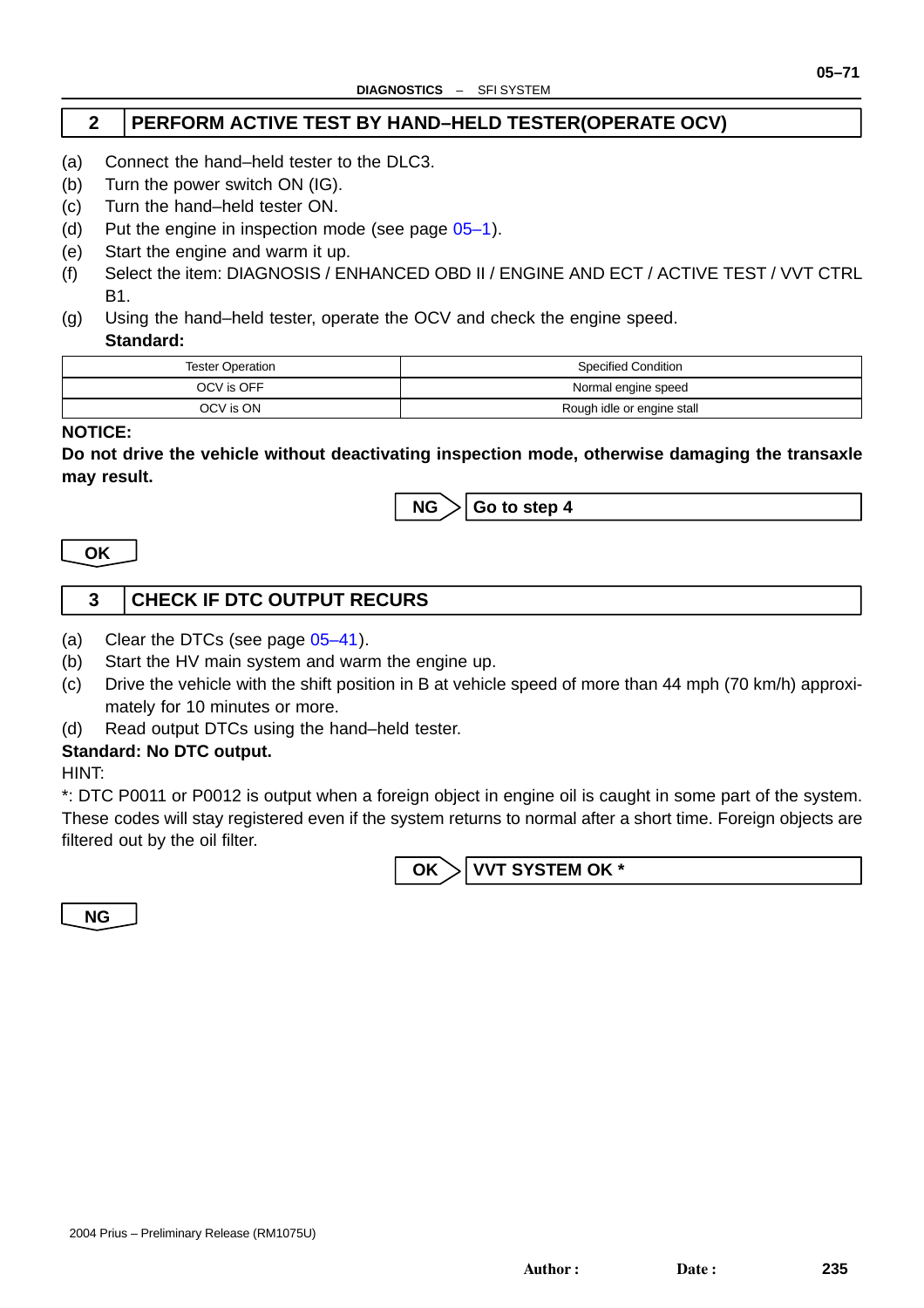## 2 PERFORM ACTIVE TEST BY HAND–HELD TESTER(OPERATE OCV)

(a) Connect the hand–held tester to the DLC3.
(b) Turn the power switch ON (IG).
(c) Turn the hand–held tester ON.
(d) Put the engine in inspection mode (see page 05–1).
(e) Start the engine and warm it up.
(f) Select the item: DIAGNOSIS / ENHANCED OBD II / ENGINE AND ECT / ACTIVE TEST / VVT CTRL B1.
(g) Using the hand–held tester, operate the OCV and check the engine speed.
**Standard:**

| Tester Operation | Specified Condition |
|---|---|
| OCV is OFF | Normal engine speed |
| OCV is ON | Rough idle or engine stall |

**NOTICE:**
**Do not drive the vehicle without deactivating inspection mode, otherwise damaging the transaxle may result.**

**NG** > **Go to step 4**

**OK**

## 3 CHECK IF DTC OUTPUT RECURS

(a) Clear the DTCs (see page 05–41).
(b) Start the HV main system and warm the engine up.
(c) Drive the vehicle with the shift position in B at vehicle speed of more than 44 mph (70 km/h) approximately for 10 minutes or more.
(d) Read output DTCs using the hand–held tester.

**Standard: No DTC output.**

HINT:
*: DTC P0011 or P0012 is output when a foreign object in engine oil is caught in some part of the system. These codes will stay registered even if the system returns to normal after a short time. Foreign objects are filtered out by the oil filter.

**OK** > **VVT SYSTEM OK ***

**NG**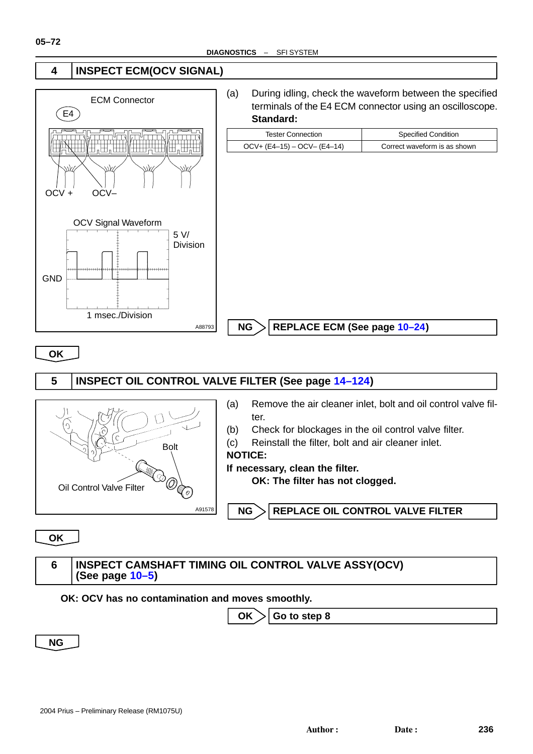## 4 INSPECT ECM(OCV SIGNAL)

ECM Connector

E4

OCV + OCV–

OCV Signal Waveform

5 V/ Division

GND

1 msec./Division

A88793

(a) During idling, check the waveform between the specified terminals of the E4 ECM connector using an oscilloscope.

**Standard:**

| Tester Connection | Specified Condition |
| --- | --- |
| OCV+ (E4–15) – OCV– (E4–14) | Correct waveform is as shown |

**NG** → **REPLACE ECM (See page 10–24)**

**OK**

## 5 INSPECT OIL CONTROL VALVE FILTER (See page 14–124)

Bolt

Oil Control Valve Filter

A91578

(a) Remove the air cleaner inlet, bolt and oil control valve filter.

(b) Check for blockages in the oil control valve filter.

(c) Reinstall the filter, bolt and air cleaner inlet.

**NOTICE:**

**If necessary, clean the filter.**

**OK: The filter has not clogged.**

**NG** → **REPLACE OIL CONTROL VALVE FILTER**

**OK**

## 6 INSPECT CAMSHAFT TIMING OIL CONTROL VALVE ASSY(OCV) (See page 10–5)

**OK: OCV has no contamination and moves smoothly.**

**OK** → **Go to step 8**

**NG**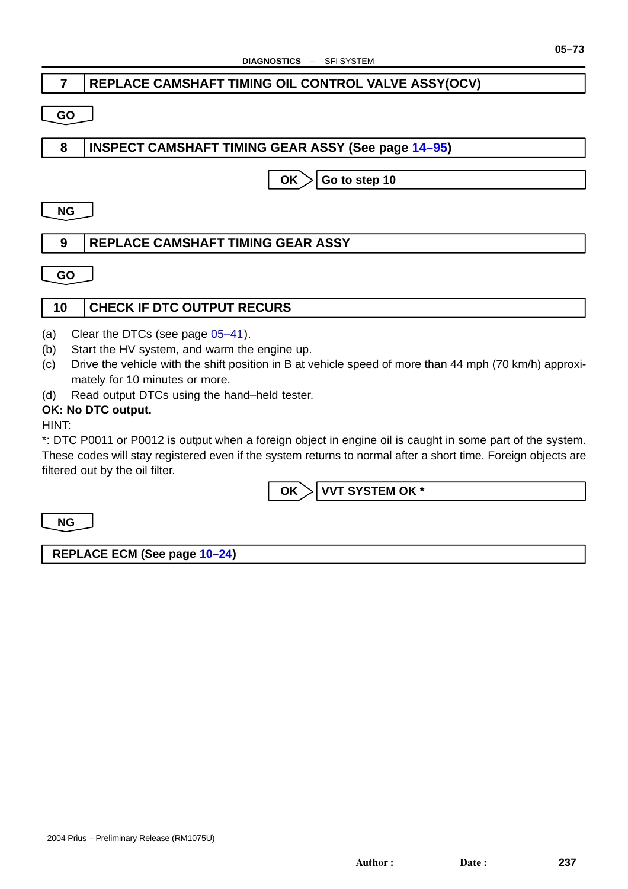## 7 REPLACE CAMSHAFT TIMING OIL CONTROL VALVE ASSY(OCV)

**GO**

## 8 INSPECT CAMSHAFT TIMING GEAR ASSY (See page 14–95)

**OK** → **Go to step 10**

**NG**

## 9 REPLACE CAMSHAFT TIMING GEAR ASSY

**GO**

## 10 CHECK IF DTC OUTPUT RECURS

(a) Clear the DTCs (see page 05–41).

(b) Start the HV system, and warm the engine up.

(c) Drive the vehicle with the shift position in B at vehicle speed of more than 44 mph (70 km/h) approximately for 10 minutes or more.

(d) Read output DTCs using the hand–held tester.

**OK: No DTC output.**

HINT:

*: DTC P0011 or P0012 is output when a foreign object in engine oil is caught in some part of the system. These codes will stay registered even if the system returns to normal after a short time. Foreign objects are filtered out by the oil filter.

**OK** → **VVT SYSTEM OK ***

**NG**

**REPLACE ECM (See page 10–24)**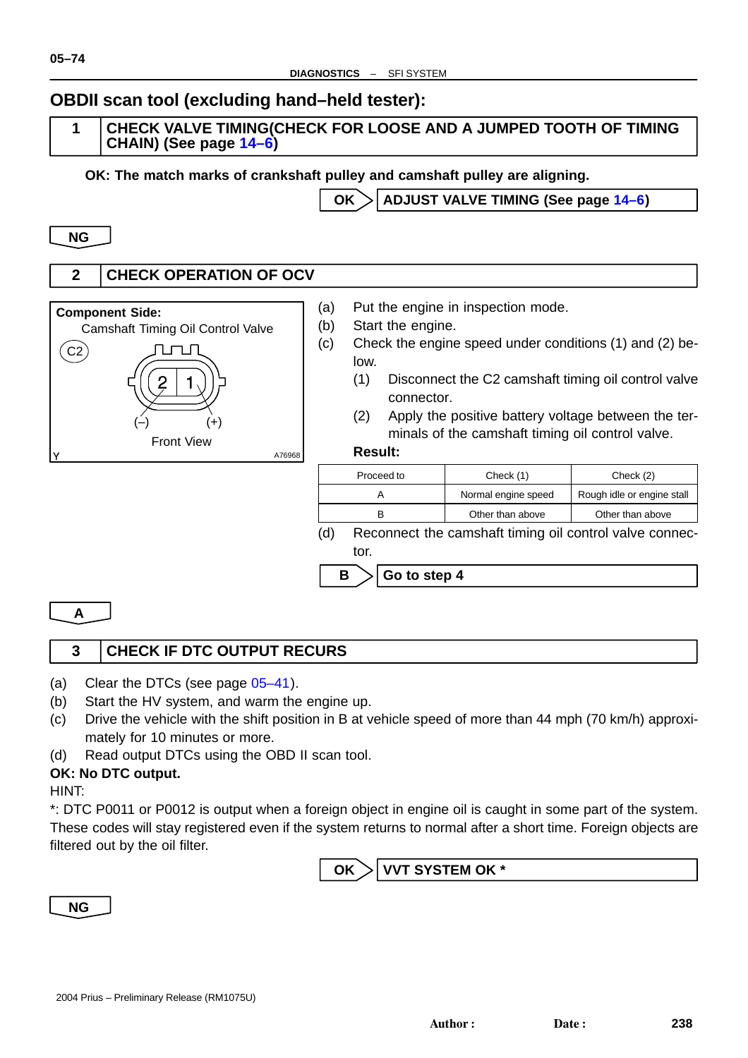## OBDII scan tool (excluding hand–held tester):

**1 CHECK VALVE TIMING(CHECK FOR LOOSE AND A JUMPED TOOTH OF TIMING CHAIN) (See page 14–6)**

**OK: The match marks of crankshaft pulley and camshaft pulley are aligning.**

**OK** → **ADJUST VALVE TIMING (See page 14–6)**

**NG**

**2 CHECK OPERATION OF OCV**

**Component Side:**
Camshaft Timing Oil Control Valve
C2
2 1
(–) (+)
Front View
A76968

(a) Put the engine in inspection mode.
(b) Start the engine.
(c) Check the engine speed under conditions (1) and (2) below.
  (1) Disconnect the C2 camshaft timing oil control valve connector.
  (2) Apply the positive battery voltage between the terminals of the camshaft timing oil control valve.

**Result:**

| Proceed to | Check (1) | Check (2) |
| --- | --- | --- |
| A | Normal engine speed | Rough idle or engine stall |
| B | Other than above | Other than above |

(d) Reconnect the camshaft timing oil control valve connector.

**B** → **Go to step 4**

**A**

**3 CHECK IF DTC OUTPUT RECURS**

(a) Clear the DTCs (see page 05–41).
(b) Start the HV system, and warm the engine up.
(c) Drive the vehicle with the shift position in B at vehicle speed of more than 44 mph (70 km/h) approximately for 10 minutes or more.
(d) Read output DTCs using the OBD II scan tool.

**OK: No DTC output.**

HINT:
*: DTC P0011 or P0012 is output when a foreign object in engine oil is caught in some part of the system. These codes will stay registered even if the system returns to normal after a short time. Foreign objects are filtered out by the oil filter.

**OK** → **VVT SYSTEM OK ***

**NG**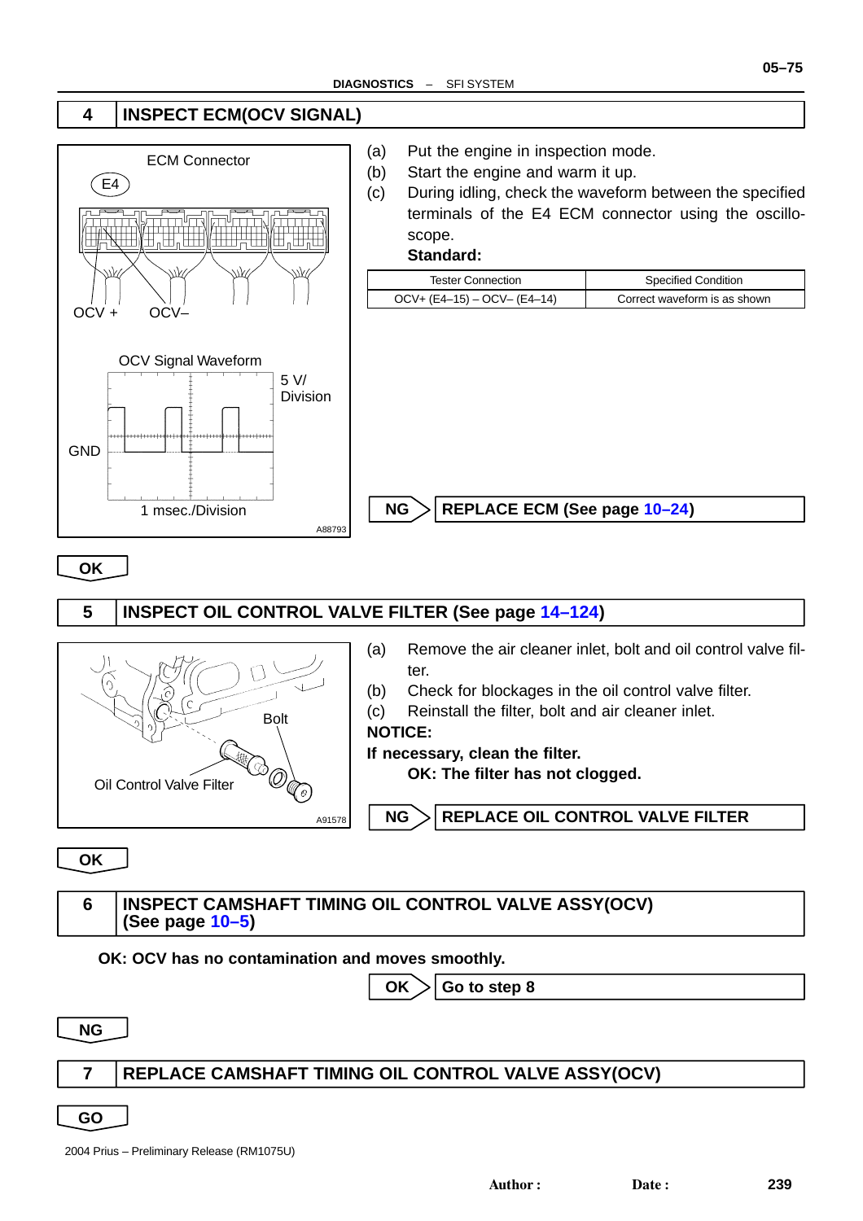## 4 INSPECT ECM(OCV SIGNAL)

ECM Connector

E4

OCV + OCV–

OCV Signal Waveform

5 V/ Division

GND

1 msec./Division

A88793

(a) Put the engine in inspection mode.

(b) Start the engine and warm it up.

(c) During idling, check the waveform between the specified terminals of the E4 ECM connector using the oscilloscope.

**Standard:**

| Tester Connection | Specified Condition |
|---|---|
| OCV+ (E4–15) – OCV– (E4–14) | Correct waveform is as shown |

**NG** → **REPLACE ECM (See page 10–24)**

**OK**

## 5 INSPECT OIL CONTROL VALVE FILTER (See page 14–124)

Bolt

Oil Control Valve Filter

A91578

(a) Remove the air cleaner inlet, bolt and oil control valve filter.

(b) Check for blockages in the oil control valve filter.

(c) Reinstall the filter, bolt and air cleaner inlet.

**NOTICE:**

**If necessary, clean the filter.**

**OK: The filter has not clogged.**

**NG** → **REPLACE OIL CONTROL VALVE FILTER**

**OK**

## 6 INSPECT CAMSHAFT TIMING OIL CONTROL VALVE ASSY(OCV) (See page 10–5)

**OK: OCV has no contamination and moves smoothly.**

**OK** → **Go to step 8**

**NG**

## 7 REPLACE CAMSHAFT TIMING OIL CONTROL VALVE ASSY(OCV)

**GO**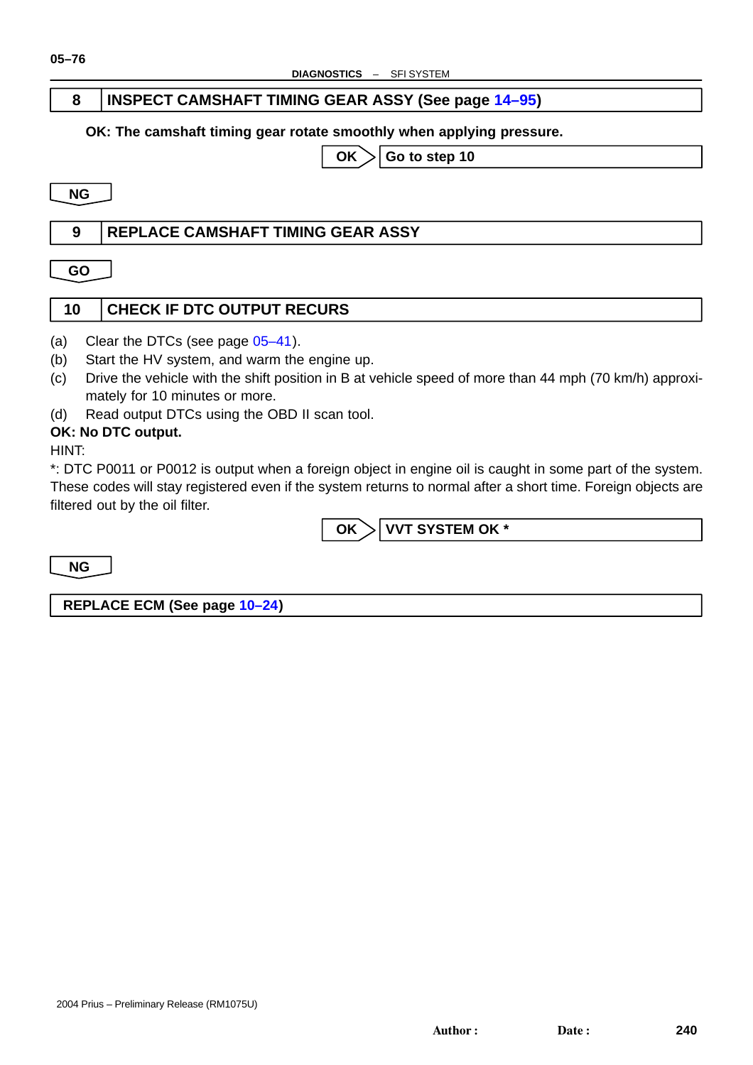| 8 | INSPECT CAMSHAFT TIMING GEAR ASSY (See page 14–95) |
|---|---|

**OK: The camshaft timing gear rotate smoothly when applying pressure.**

**OK** → **Go to step 10**

**NG**

| 9 | REPLACE CAMSHAFT TIMING GEAR ASSY |
|---|---|

**GO**

| 10 | CHECK IF DTC OUTPUT RECURS |
|---|---|

(a) Clear the DTCs (see page 05–41).

(b) Start the HV system, and warm the engine up.

(c) Drive the vehicle with the shift position in B at vehicle speed of more than 44 mph (70 km/h) approximately for 10 minutes or more.

(d) Read output DTCs using the OBD II scan tool.

**OK: No DTC output.**

HINT:

*: DTC P0011 or P0012 is output when a foreign object in engine oil is caught in some part of the system. These codes will stay registered even if the system returns to normal after a short time. Foreign objects are filtered out by the oil filter.

**OK** → **VVT SYSTEM OK ***

**NG**

**REPLACE ECM (See page 10–24)**